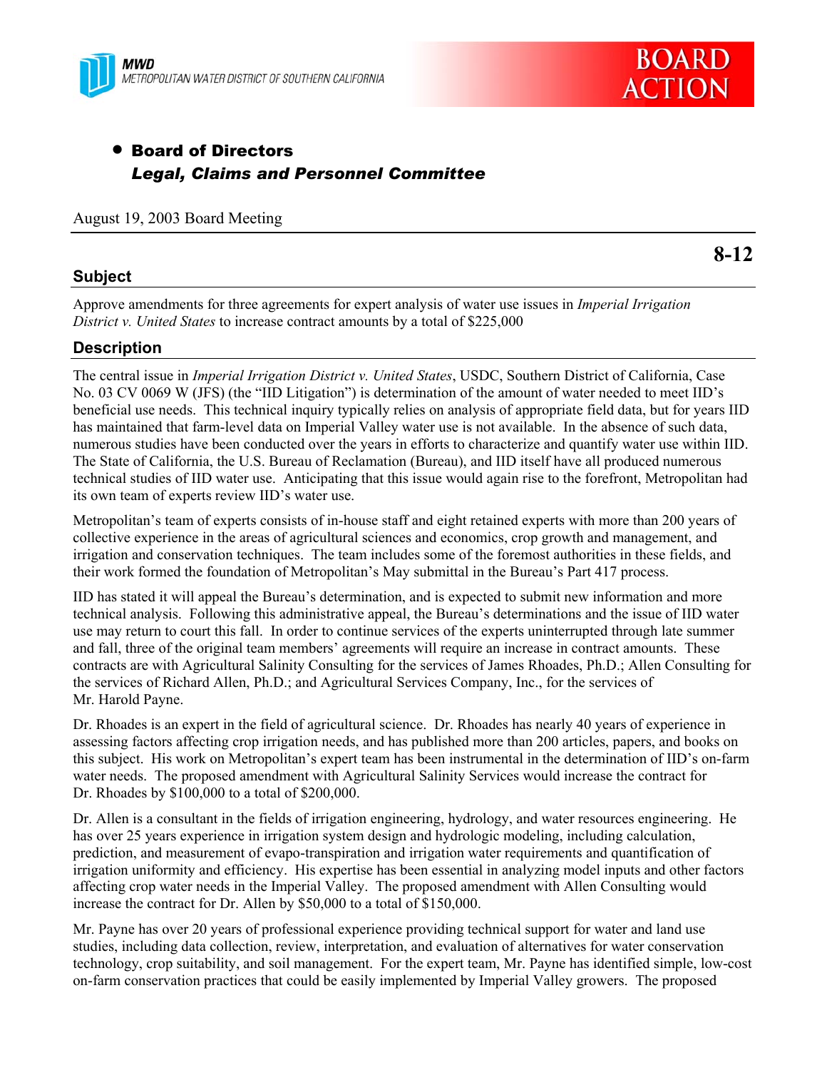MWD
METROPOLITAN WATER DISTRICT OF SOUTHERN CALIFORNIA

BOARD ACTION

- **Board of Directors**
  ***Legal, Claims and Personnel Committee***

August 19, 2003 Board Meeting

**8-12**

## Subject

Approve amendments for three agreements for expert analysis of water use issues in *Imperial Irrigation District v. United States* to increase contract amounts by a total of $225,000

## Description

The central issue in *Imperial Irrigation District v. United States*, USDC, Southern District of California, Case No. 03 CV 0069 W (JFS) (the "IID Litigation") is determination of the amount of water needed to meet IID's beneficial use needs. This technical inquiry typically relies on analysis of appropriate field data, but for years IID has maintained that farm-level data on Imperial Valley water use is not available. In the absence of such data, numerous studies have been conducted over the years in efforts to characterize and quantify water use within IID. The State of California, the U.S. Bureau of Reclamation (Bureau), and IID itself have all produced numerous technical studies of IID water use. Anticipating that this issue would again rise to the forefront, Metropolitan had its own team of experts review IID's water use.

Metropolitan's team of experts consists of in-house staff and eight retained experts with more than 200 years of collective experience in the areas of agricultural sciences and economics, crop growth and management, and irrigation and conservation techniques. The team includes some of the foremost authorities in these fields, and their work formed the foundation of Metropolitan's May submittal in the Bureau's Part 417 process.

IID has stated it will appeal the Bureau's determination, and is expected to submit new information and more technical analysis. Following this administrative appeal, the Bureau's determinations and the issue of IID water use may return to court this fall. In order to continue services of the experts uninterrupted through late summer and fall, three of the original team members' agreements will require an increase in contract amounts. These contracts are with Agricultural Salinity Consulting for the services of James Rhoades, Ph.D.; Allen Consulting for the services of Richard Allen, Ph.D.; and Agricultural Services Company, Inc., for the services of Mr. Harold Payne.

Dr. Rhoades is an expert in the field of agricultural science. Dr. Rhoades has nearly 40 years of experience in assessing factors affecting crop irrigation needs, and has published more than 200 articles, papers, and books on this subject. His work on Metropolitan's expert team has been instrumental in the determination of IID's on-farm water needs. The proposed amendment with Agricultural Salinity Services would increase the contract for Dr. Rhoades by $100,000 to a total of $200,000.

Dr. Allen is a consultant in the fields of irrigation engineering, hydrology, and water resources engineering. He has over 25 years experience in irrigation system design and hydrologic modeling, including calculation, prediction, and measurement of evapo-transpiration and irrigation water requirements and quantification of irrigation uniformity and efficiency. His expertise has been essential in analyzing model inputs and other factors affecting crop water needs in the Imperial Valley. The proposed amendment with Allen Consulting would increase the contract for Dr. Allen by $50,000 to a total of $150,000.

Mr. Payne has over 20 years of professional experience providing technical support for water and land use studies, including data collection, review, interpretation, and evaluation of alternatives for water conservation technology, crop suitability, and soil management. For the expert team, Mr. Payne has identified simple, low-cost on-farm conservation practices that could be easily implemented by Imperial Valley growers. The proposed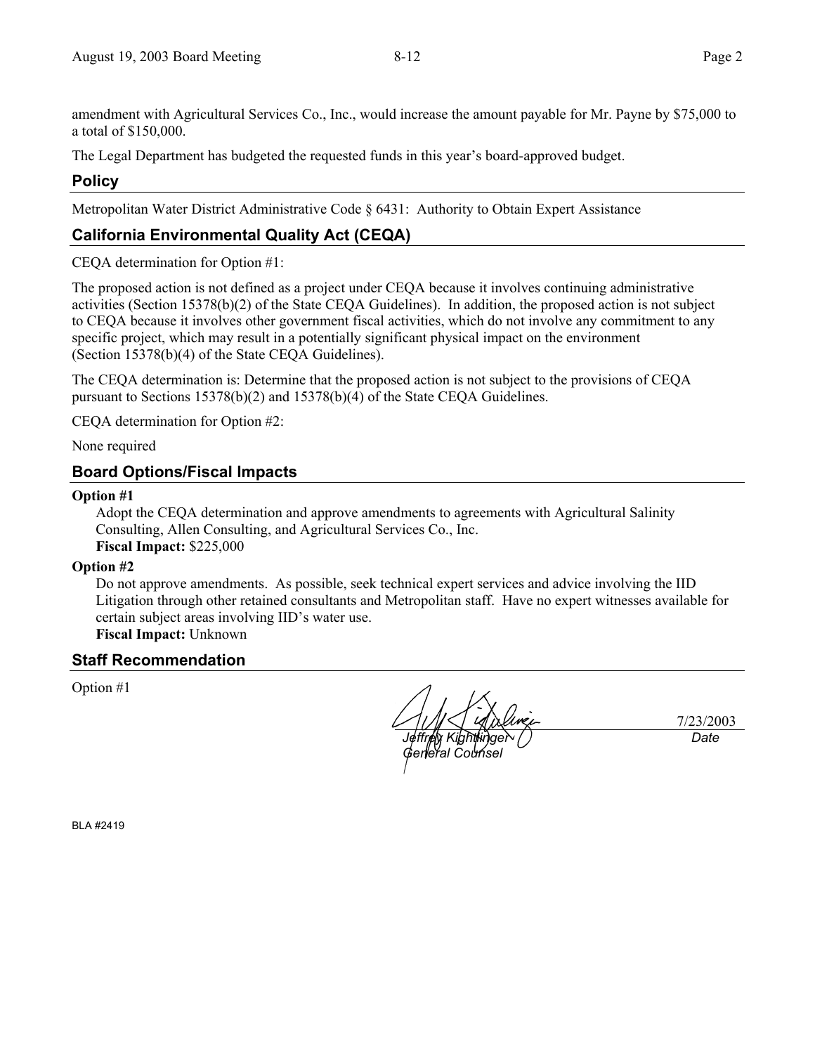amendment with Agricultural Services Co., Inc., would increase the amount payable for Mr. Payne by $75,000 to a total of $150,000.

The Legal Department has budgeted the requested funds in this year's board-approved budget.

## Policy

Metropolitan Water District Administrative Code § 6431: Authority to Obtain Expert Assistance

## California Environmental Quality Act (CEQA)

CEQA determination for Option #1:

The proposed action is not defined as a project under CEQA because it involves continuing administrative activities (Section 15378(b)(2) of the State CEQA Guidelines). In addition, the proposed action is not subject to CEQA because it involves other government fiscal activities, which do not involve any commitment to any specific project, which may result in a potentially significant physical impact on the environment (Section 15378(b)(4) of the State CEQA Guidelines).

The CEQA determination is: Determine that the proposed action is not subject to the provisions of CEQA pursuant to Sections 15378(b)(2) and 15378(b)(4) of the State CEQA Guidelines.

CEQA determination for Option #2:

None required

## Board Options/Fiscal Impacts

**Option #1**

Adopt the CEQA determination and approve amendments to agreements with Agricultural Salinity Consulting, Allen Consulting, and Agricultural Services Co., Inc.
**Fiscal Impact:** $225,000

**Option #2**

Do not approve amendments. As possible, seek technical expert services and advice involving the IID Litigation through other retained consultants and Metropolitan staff. Have no expert witnesses available for certain subject areas involving IID's water use.
**Fiscal Impact:** Unknown

## Staff Recommendation

Option #1

*Jeffrey Kightlinger*
*General Counsel*

7/23/2003
*Date*

BLA #2419